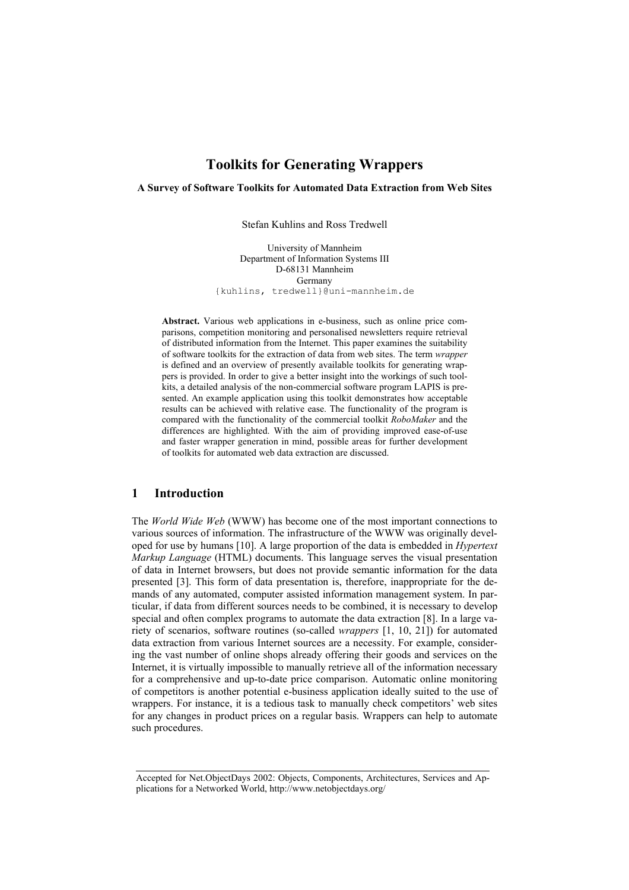# Toolkits for Generating Wrappers

**A Survey of Software Toolkits for Automated Data Extraction from Web Sites**

Stefan Kuhlins and Ross Tredwell

University of Mannheim
Department of Information Systems III
D-68131 Mannheim
Germany
{kuhlins, tredwell}@uni-mannheim.de

**Abstract.** Various web applications in e-business, such as online price comparisons, competition monitoring and personalised newsletters require retrieval of distributed information from the Internet. This paper examines the suitability of software toolkits for the extraction of data from web sites. The term *wrapper* is defined and an overview of presently available toolkits for generating wrappers is provided. In order to give a better insight into the workings of such toolkits, a detailed analysis of the non-commercial software program LAPIS is presented. An example application using this toolkit demonstrates how acceptable results can be achieved with relative ease. The functionality of the program is compared with the functionality of the commercial toolkit *RoboMaker* and the differences are highlighted. With the aim of providing improved ease-of-use and faster wrapper generation in mind, possible areas for further development of toolkits for automated web data extraction are discussed.

## 1 Introduction

The *World Wide Web* (WWW) has become one of the most important connections to various sources of information. The infrastructure of the WWW was originally developed for use by humans [10]. A large proportion of the data is embedded in *Hypertext Markup Language* (HTML) documents. This language serves the visual presentation of data in Internet browsers, but does not provide semantic information for the data presented [3]. This form of data presentation is, therefore, inappropriate for the demands of any automated, computer assisted information management system. In particular, if data from different sources needs to be combined, it is necessary to develop special and often complex programs to automate the data extraction [8]. In a large variety of scenarios, software routines (so-called *wrappers* [1, 10, 21]) for automated data extraction from various Internet sources are a necessity. For example, considering the vast number of online shops already offering their goods and services on the Internet, it is virtually impossible to manually retrieve all of the information necessary for a comprehensive and up-to-date price comparison. Automatic online monitoring of competitors is another potential e-business application ideally suited to the use of wrappers. For instance, it is a tedious task to manually check competitors' web sites for any changes in product prices on a regular basis. Wrappers can help to automate such procedures.

Accepted for Net.ObjectDays 2002: Objects, Components, Architectures, Services and Applications for a Networked World, http://www.netobjectdays.org/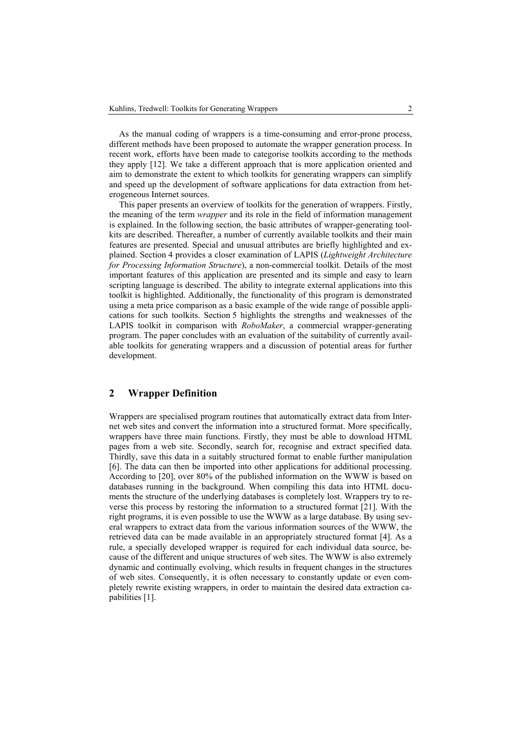As the manual coding of wrappers is a time-consuming and error-prone process, different methods have been proposed to automate the wrapper generation process. In recent work, efforts have been made to categorise toolkits according to the methods they apply [12]. We take a different approach that is more application oriented and aim to demonstrate the extent to which toolkits for generating wrappers can simplify and speed up the development of software applications for data extraction from heterogeneous Internet sources.

This paper presents an overview of toolkits for the generation of wrappers. Firstly, the meaning of the term *wrapper* and its role in the field of information management is explained. In the following section, the basic attributes of wrapper-generating toolkits are described. Thereafter, a number of currently available toolkits and their main features are presented. Special and unusual attributes are briefly highlighted and explained. Section 4 provides a closer examination of LAPIS (*Lightweight Architecture for Processing Information Structure*), a non-commercial toolkit. Details of the most important features of this application are presented and its simple and easy to learn scripting language is described. The ability to integrate external applications into this toolkit is highlighted. Additionally, the functionality of this program is demonstrated using a meta price comparison as a basic example of the wide range of possible applications for such toolkits. Section 5 highlights the strengths and weaknesses of the LAPIS toolkit in comparison with *RoboMaker*, a commercial wrapper-generating program. The paper concludes with an evaluation of the suitability of currently available toolkits for generating wrappers and a discussion of potential areas for further development.

## 2 Wrapper Definition

Wrappers are specialised program routines that automatically extract data from Internet web sites and convert the information into a structured format. More specifically, wrappers have three main functions. Firstly, they must be able to download HTML pages from a web site. Secondly, search for, recognise and extract specified data. Thirdly, save this data in a suitably structured format to enable further manipulation [6]. The data can then be imported into other applications for additional processing. According to [20], over 80% of the published information on the WWW is based on databases running in the background. When compiling this data into HTML documents the structure of the underlying databases is completely lost. Wrappers try to reverse this process by restoring the information to a structured format [21]. With the right programs, it is even possible to use the WWW as a large database. By using several wrappers to extract data from the various information sources of the WWW, the retrieved data can be made available in an appropriately structured format [4]. As a rule, a specially developed wrapper is required for each individual data source, because of the different and unique structures of web sites. The WWW is also extremely dynamic and continually evolving, which results in frequent changes in the structures of web sites. Consequently, it is often necessary to constantly update or even completely rewrite existing wrappers, in order to maintain the desired data extraction capabilities [1].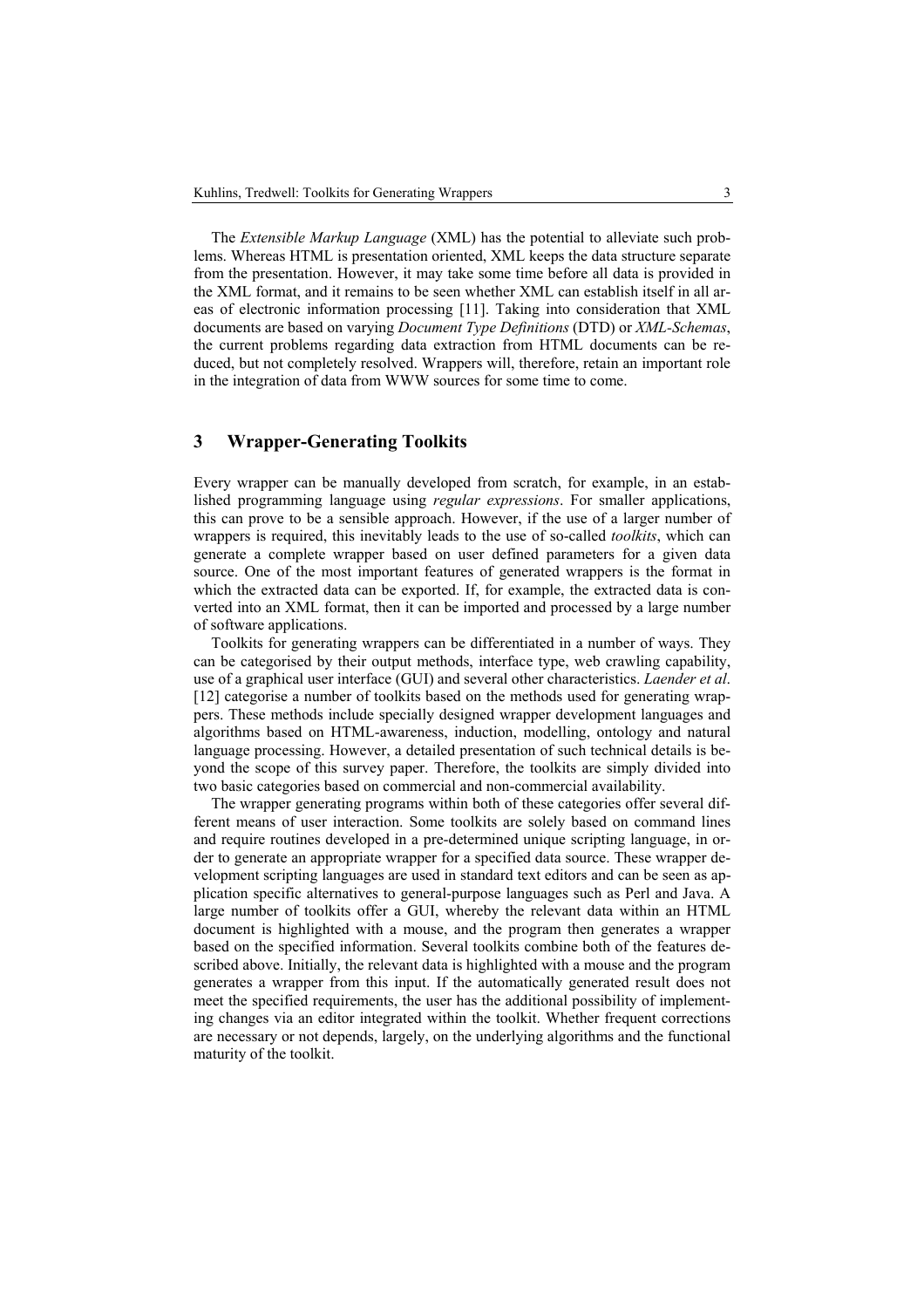The *Extensible Markup Language* (XML) has the potential to alleviate such problems. Whereas HTML is presentation oriented, XML keeps the data structure separate from the presentation. However, it may take some time before all data is provided in the XML format, and it remains to be seen whether XML can establish itself in all areas of electronic information processing [11]. Taking into consideration that XML documents are based on varying *Document Type Definitions* (DTD) or *XML-Schemas*, the current problems regarding data extraction from HTML documents can be reduced, but not completely resolved. Wrappers will, therefore, retain an important role in the integration of data from WWW sources for some time to come.

## 3 Wrapper-Generating Toolkits

Every wrapper can be manually developed from scratch, for example, in an established programming language using *regular expressions*. For smaller applications, this can prove to be a sensible approach. However, if the use of a larger number of wrappers is required, this inevitably leads to the use of so-called *toolkits*, which can generate a complete wrapper based on user defined parameters for a given data source. One of the most important features of generated wrappers is the format in which the extracted data can be exported. If, for example, the extracted data is converted into an XML format, then it can be imported and processed by a large number of software applications.

Toolkits for generating wrappers can be differentiated in a number of ways. They can be categorised by their output methods, interface type, web crawling capability, use of a graphical user interface (GUI) and several other characteristics. *Laender et al*. [12] categorise a number of toolkits based on the methods used for generating wrappers. These methods include specially designed wrapper development languages and algorithms based on HTML-awareness, induction, modelling, ontology and natural language processing. However, a detailed presentation of such technical details is beyond the scope of this survey paper. Therefore, the toolkits are simply divided into two basic categories based on commercial and non-commercial availability.

The wrapper generating programs within both of these categories offer several different means of user interaction. Some toolkits are solely based on command lines and require routines developed in a pre-determined unique scripting language, in order to generate an appropriate wrapper for a specified data source. These wrapper development scripting languages are used in standard text editors and can be seen as application specific alternatives to general-purpose languages such as Perl and Java. A large number of toolkits offer a GUI, whereby the relevant data within an HTML document is highlighted with a mouse, and the program then generates a wrapper based on the specified information. Several toolkits combine both of the features described above. Initially, the relevant data is highlighted with a mouse and the program generates a wrapper from this input. If the automatically generated result does not meet the specified requirements, the user has the additional possibility of implementing changes via an editor integrated within the toolkit. Whether frequent corrections are necessary or not depends, largely, on the underlying algorithms and the functional maturity of the toolkit.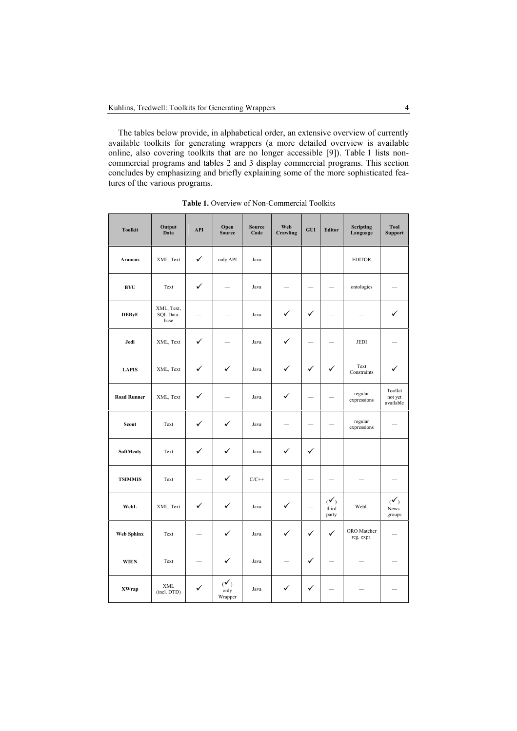The tables below provide, in alphabetical order, an extensive overview of currently available toolkits for generating wrappers (a more detailed overview is available online, also covering toolkits that are no longer accessible [9]). Table 1 lists non-commercial programs and tables 2 and 3 display commercial programs. This section concludes by emphasizing and briefly explaining some of the more sophisticated features of the various programs.

**Table 1.** Overview of Non-Commercial Toolkits

| Toolkit | Output Data | API | Open Source | Source Code | Web Crawling | GUI | Editor | Scripting Language | Tool Support |
|---|---|---|---|---|---|---|---|---|---|
| **Araneus** | XML, Text | ✓ | only API | Java | — | — | — | EDITOR | — |
| **BYU** | Text | ✓ | — | Java | — | — | — | ontologies | — |
| **DEByE** | XML, Text, SQL Database | — | — | Java | ✓ | ✓ | — | — | ✓ |
| **Jedi** | XML, Text | ✓ | — | Java | ✓ | — | — | JEDI | — |
| **LAPIS** | XML, Text | ✓ | ✓ | Java | ✓ | ✓ | ✓ | Text Constraints | ✓ |
| **Road Runner** | XML, Text | ✓ | — | Java | ✓ | — | — | regular expressions | Toolkit not yet available |
| **Scout** | Text | ✓ | ✓ | Java | — | — | — | regular expressions | — |
| **SoftMealy** | Text | ✓ | ✓ | Java | ✓ | ✓ | — | — | — |
| **TSIMMIS** | Text | — | ✓ | C/C++ | — | — | — | — | — |
| **WebL** | XML, Text | ✓ | ✓ | Java | ✓ | — | (✓) third party | WebL | (✓) Newsgroups |
| **Web Sphinx** | Text | — | ✓ | Java | ✓ | ✓ | ✓ | ORO Matcher reg. expr. | — |
| **WIEN** | Text | — | ✓ | Java | — | ✓ | — | — | — |
| **XWrap** | XML (incl. DTD) | ✓ | (✓) only Wrapper | Java | ✓ | ✓ | — | — | — |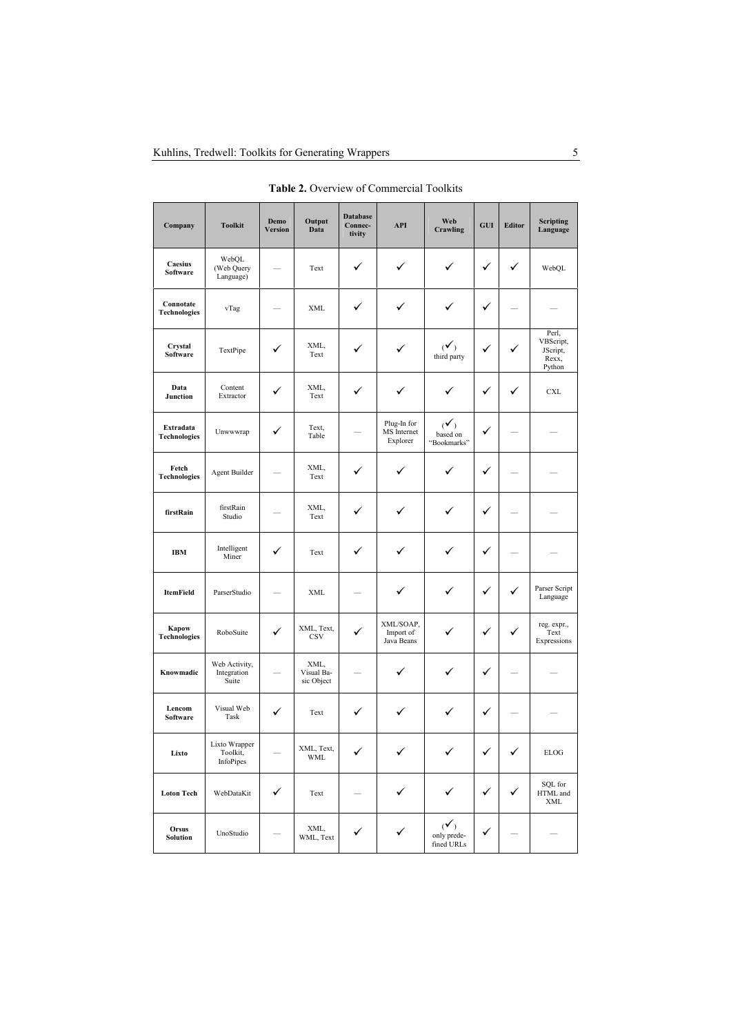**Table 2.** Overview of Commercial Toolkits

| Company | Toolkit | Demo Version | Output Data | Database Connec-tivity | API | Web Crawling | GUI | Editor | Scripting Language |
|---|---|---|---|---|---|---|---|---|---|
| **Caesius Software** | WebQL (Web Query Language) | — | Text | ✓ | ✓ | ✓ | ✓ | ✓ | WebQL |
| **Connotate Technologies** | vTag | — | XML | ✓ | ✓ | ✓ | ✓ | — | — |
| **Crystal Software** | TextPipe | ✓ | XML, Text | ✓ | ✓ | (✓) third party | ✓ | ✓ | Perl, VBScript, JScript, Rexx, Python |
| **Data Junction** | Content Extractor | ✓ | XML, Text | ✓ | ✓ | ✓ | ✓ | ✓ | CXL |
| **Extradata Technologies** | Unwwwrap | ✓ | Text, Table | — | Plug-In for MS Internet Explorer | (✓) based on "Bookmarks" | ✓ | — | — |
| **Fetch Technologies** | Agent Builder | — | XML, Text | ✓ | ✓ | ✓ | ✓ | — | — |
| **firstRain** | firstRain Studio | — | XML, Text | ✓ | ✓ | ✓ | ✓ | — | — |
| **IBM** | Intelligent Miner | ✓ | Text | ✓ | ✓ | ✓ | ✓ | — | — |
| **ItemField** | ParserStudio | — | XML | — | ✓ | ✓ | ✓ | ✓ | Parser Script Language |
| **Kapow Technologies** | RoboSuite | ✓ | XML, Text, CSV | ✓ | XML/SOAP, Import of Java Beans | ✓ | ✓ | ✓ | reg. expr., Text Expressions |
| **Knowmadic** | Web Activity, Integration Suite | — | XML, Visual Basic Object | — | ✓ | ✓ | ✓ | — | — |
| **Lencom Software** | Visual Web Task | ✓ | Text | ✓ | ✓ | ✓ | ✓ | — | — |
| **Lixto** | Lixto Wrapper Toolkit, InfoPipes | — | XML, Text, WML | ✓ | ✓ | ✓ | ✓ | ✓ | ELOG |
| **Loton Tech** | WebDataKit | ✓ | Text | — | ✓ | ✓ | ✓ | ✓ | SQL for HTML and XML |
| **Orsus Solution** | UnoStudio | — | XML, WML, Text | ✓ | ✓ | (✓) only predefined URLs | ✓ | — | — |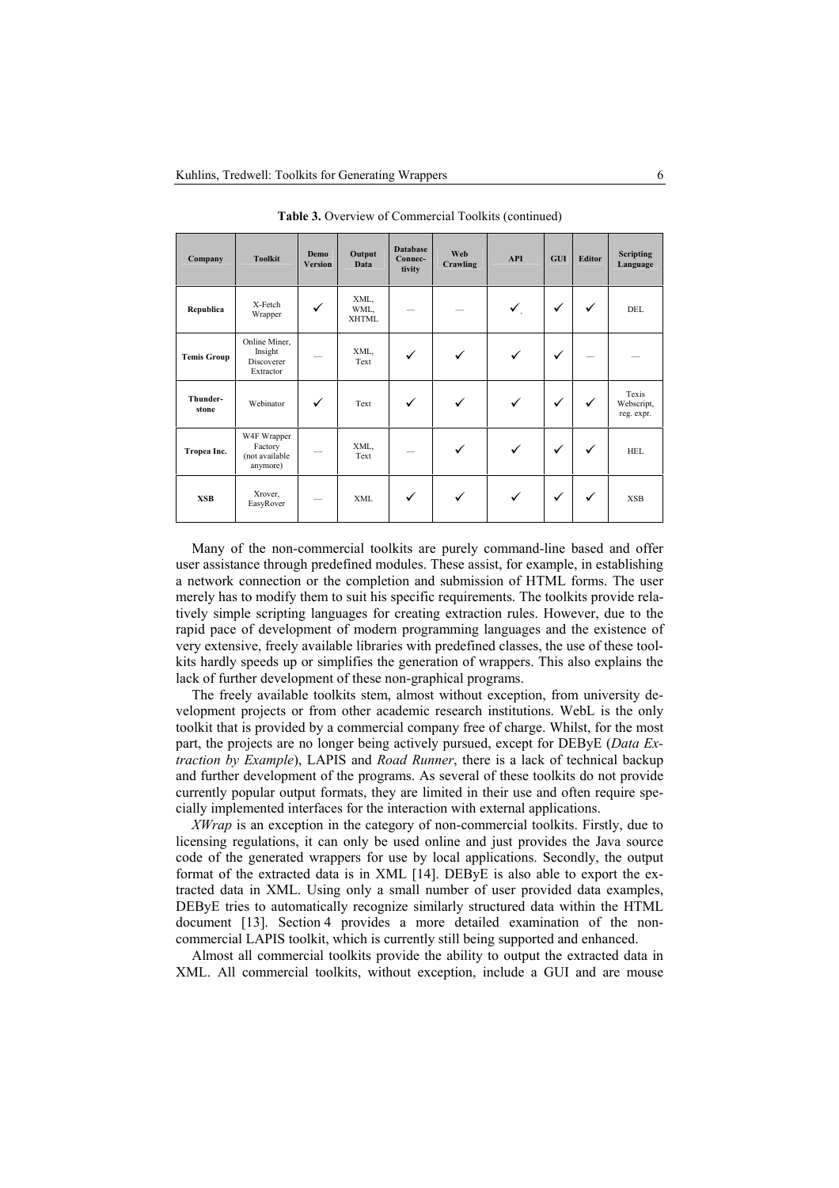**Table 3.** Overview of Commercial Toolkits (continued)

| Company | Toolkit | Demo Version | Output Data | Database Connectivity | Web Crawling | API | GUI | Editor | Scripting Language |
|---|---|---|---|---|---|---|---|---|---|
| **Republica** | X-Fetch Wrapper | ✓ | XML, WML, XHTML | — | — | ✓ | ✓ | ✓ | DEL |
| **Temis Group** | Online Miner, Insight Discoverer Extractor | — | XML, Text | ✓ | ✓ | ✓ | ✓ | — | — |
| **Thunderstone** | Webinator | ✓ | Text | ✓ | ✓ | ✓ | ✓ | ✓ | Texis Webscript, reg. expr. |
| **Tropea Inc.** | W4F Wrapper Factory (not available anymore) | — | XML, Text | — | ✓ | ✓ | ✓ | ✓ | HEL |
| **XSB** | Xrover, EasyRover | — | XML | ✓ | ✓ | ✓ | ✓ | ✓ | XSB |

Many of the non-commercial toolkits are purely command-line based and offer user assistance through predefined modules. These assist, for example, in establishing a network connection or the completion and submission of HTML forms. The user merely has to modify them to suit his specific requirements. The toolkits provide relatively simple scripting languages for creating extraction rules. However, due to the rapid pace of development of modern programming languages and the existence of very extensive, freely available libraries with predefined classes, the use of these toolkits hardly speeds up or simplifies the generation of wrappers. This also explains the lack of further development of these non-graphical programs.

The freely available toolkits stem, almost without exception, from university development projects or from other academic research institutions. WebL is the only toolkit that is provided by a commercial company free of charge. Whilst, for the most part, the projects are no longer being actively pursued, except for DEByE (*Data Extraction by Example*), LAPIS and *Road Runner*, there is a lack of technical backup and further development of the programs. As several of these toolkits do not provide currently popular output formats, they are limited in their use and often require specially implemented interfaces for the interaction with external applications.

*XWrap* is an exception in the category of non-commercial toolkits. Firstly, due to licensing regulations, it can only be used online and just provides the Java source code of the generated wrappers for use by local applications. Secondly, the output format of the extracted data is in XML [14]. DEByE is also able to export the extracted data in XML. Using only a small number of user provided data examples, DEByE tries to automatically recognize similarly structured data within the HTML document [13]. Section 4 provides a more detailed examination of the non-commercial LAPIS toolkit, which is currently still being supported and enhanced.

Almost all commercial toolkits provide the ability to output the extracted data in XML. All commercial toolkits, without exception, include a GUI and are mouse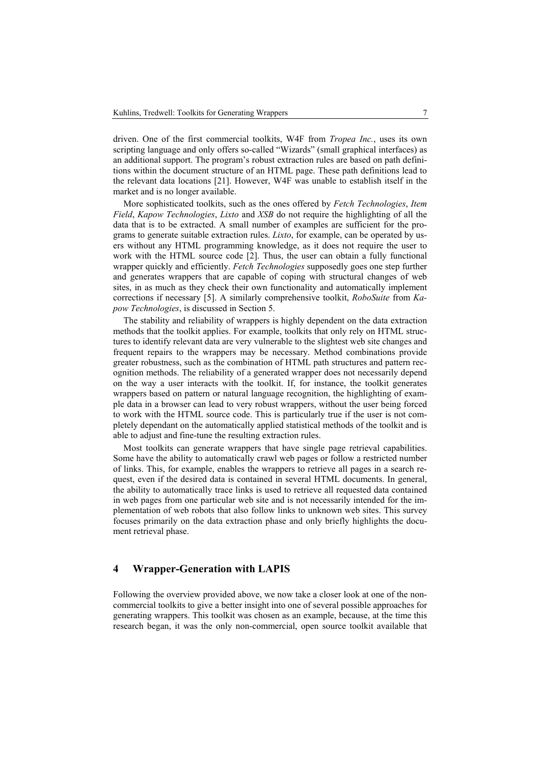driven. One of the first commercial toolkits, W4F from *Tropea Inc.*, uses its own scripting language and only offers so-called "Wizards" (small graphical interfaces) as an additional support. The program's robust extraction rules are based on path definitions within the document structure of an HTML page. These path definitions lead to the relevant data locations [21]. However, W4F was unable to establish itself in the market and is no longer available.

More sophisticated toolkits, such as the ones offered by *Fetch Technologies*, *Item Field*, *Kapow Technologies*, *Lixto* and *XSB* do not require the highlighting of all the data that is to be extracted. A small number of examples are sufficient for the programs to generate suitable extraction rules. *Lixto*, for example, can be operated by users without any HTML programming knowledge, as it does not require the user to work with the HTML source code [2]. Thus, the user can obtain a fully functional wrapper quickly and efficiently. *Fetch Technologies* supposedly goes one step further and generates wrappers that are capable of coping with structural changes of web sites, in as much as they check their own functionality and automatically implement corrections if necessary [5]. A similarly comprehensive toolkit, *RoboSuite* from *Kapow Technologies*, is discussed in Section 5.

The stability and reliability of wrappers is highly dependent on the data extraction methods that the toolkit applies. For example, toolkits that only rely on HTML structures to identify relevant data are very vulnerable to the slightest web site changes and frequent repairs to the wrappers may be necessary. Method combinations provide greater robustness, such as the combination of HTML path structures and pattern recognition methods. The reliability of a generated wrapper does not necessarily depend on the way a user interacts with the toolkit. If, for instance, the toolkit generates wrappers based on pattern or natural language recognition, the highlighting of example data in a browser can lead to very robust wrappers, without the user being forced to work with the HTML source code. This is particularly true if the user is not completely dependant on the automatically applied statistical methods of the toolkit and is able to adjust and fine-tune the resulting extraction rules.

Most toolkits can generate wrappers that have single page retrieval capabilities. Some have the ability to automatically crawl web pages or follow a restricted number of links. This, for example, enables the wrappers to retrieve all pages in a search request, even if the desired data is contained in several HTML documents. In general, the ability to automatically trace links is used to retrieve all requested data contained in web pages from one particular web site and is not necessarily intended for the implementation of web robots that also follow links to unknown web sites. This survey focuses primarily on the data extraction phase and only briefly highlights the document retrieval phase.

## 4 Wrapper-Generation with LAPIS

Following the overview provided above, we now take a closer look at one of the non-commercial toolkits to give a better insight into one of several possible approaches for generating wrappers. This toolkit was chosen as an example, because, at the time this research began, it was the only non-commercial, open source toolkit available that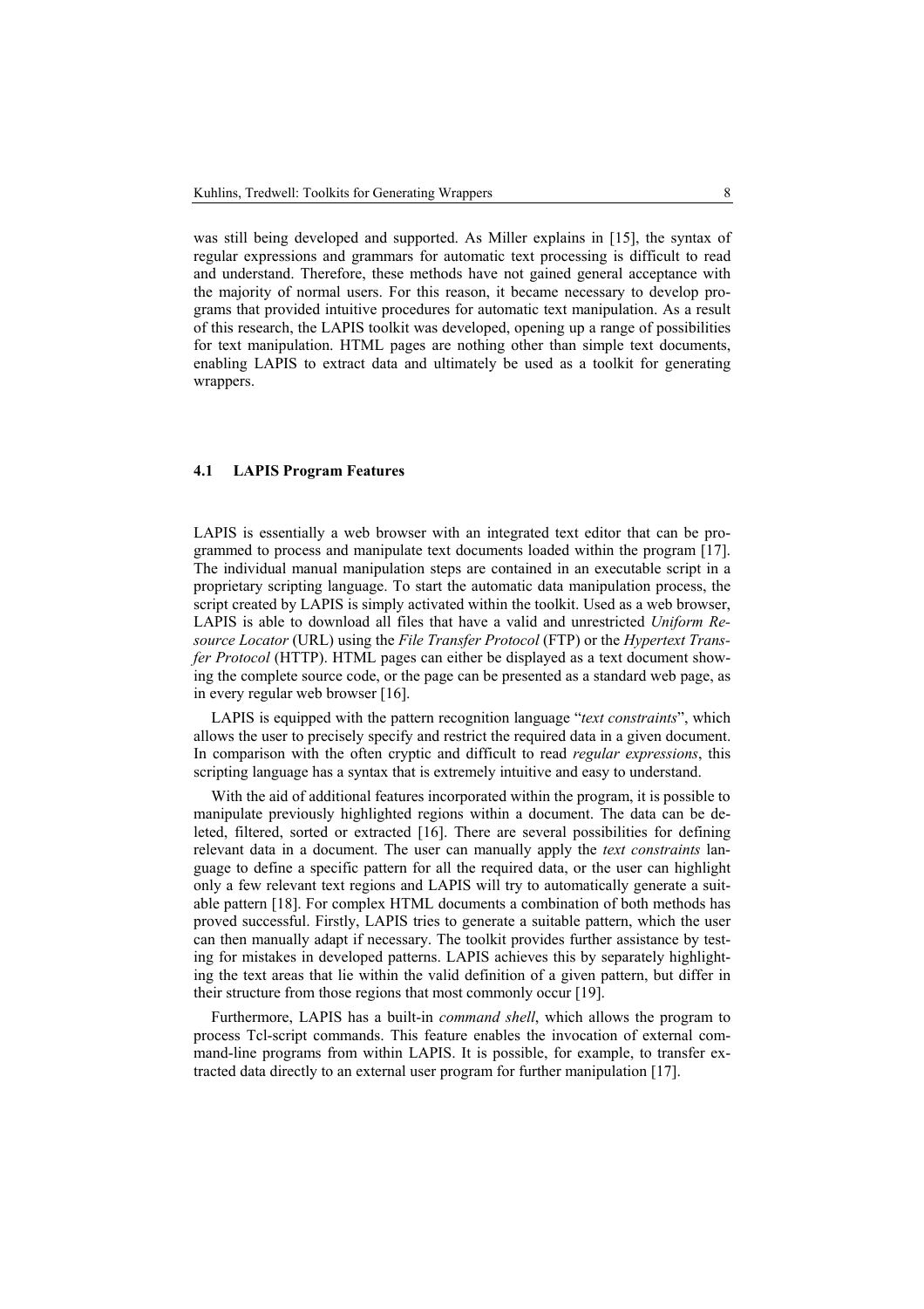was still being developed and supported. As Miller explains in [15], the syntax of regular expressions and grammars for automatic text processing is difficult to read and understand. Therefore, these methods have not gained general acceptance with the majority of normal users. For this reason, it became necessary to develop programs that provided intuitive procedures for automatic text manipulation. As a result of this research, the LAPIS toolkit was developed, opening up a range of possibilities for text manipulation. HTML pages are nothing other than simple text documents, enabling LAPIS to extract data and ultimately be used as a toolkit for generating wrappers.

### 4.1 LAPIS Program Features

LAPIS is essentially a web browser with an integrated text editor that can be programmed to process and manipulate text documents loaded within the program [17]. The individual manual manipulation steps are contained in an executable script in a proprietary scripting language. To start the automatic data manipulation process, the script created by LAPIS is simply activated within the toolkit. Used as a web browser, LAPIS is able to download all files that have a valid and unrestricted *Uniform Resource Locator* (URL) using the *File Transfer Protocol* (FTP) or the *Hypertext Transfer Protocol* (HTTP). HTML pages can either be displayed as a text document showing the complete source code, or the page can be presented as a standard web page, as in every regular web browser [16].

LAPIS is equipped with the pattern recognition language "*text constraints*", which allows the user to precisely specify and restrict the required data in a given document. In comparison with the often cryptic and difficult to read *regular expressions*, this scripting language has a syntax that is extremely intuitive and easy to understand.

With the aid of additional features incorporated within the program, it is possible to manipulate previously highlighted regions within a document. The data can be deleted, filtered, sorted or extracted [16]. There are several possibilities for defining relevant data in a document. The user can manually apply the *text constraints* language to define a specific pattern for all the required data, or the user can highlight only a few relevant text regions and LAPIS will try to automatically generate a suitable pattern [18]. For complex HTML documents a combination of both methods has proved successful. Firstly, LAPIS tries to generate a suitable pattern, which the user can then manually adapt if necessary. The toolkit provides further assistance by testing for mistakes in developed patterns. LAPIS achieves this by separately highlighting the text areas that lie within the valid definition of a given pattern, but differ in their structure from those regions that most commonly occur [19].

Furthermore, LAPIS has a built-in *command shell*, which allows the program to process Tcl-script commands. This feature enables the invocation of external command-line programs from within LAPIS. It is possible, for example, to transfer extracted data directly to an external user program for further manipulation [17].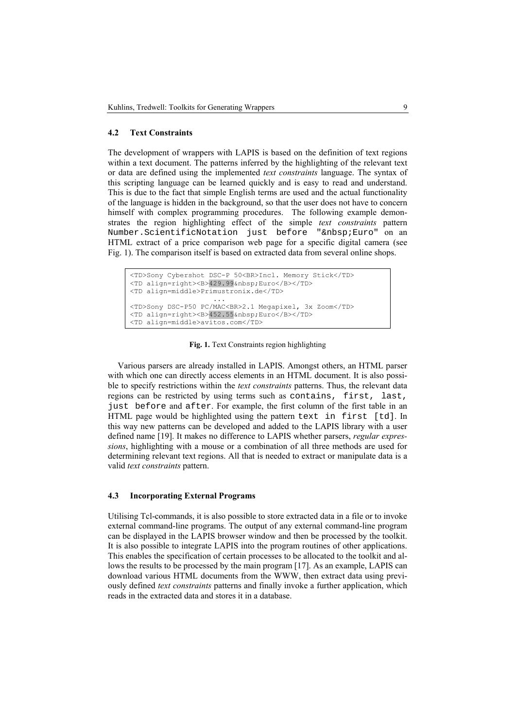### 4.2 Text Constraints

The development of wrappers with LAPIS is based on the definition of text regions within a text document. The patterns inferred by the highlighting of the relevant text or data are defined using the implemented *text constraints* language. The syntax of this scripting language can be learned quickly and is easy to read and understand. This is due to the fact that simple English terms are used and the actual functionality of the language is hidden in the background, so that the user does not have to concern himself with complex programming procedures. The following example demonstrates the region highlighting effect of the simple *text constraints* pattern `Number.ScientificNotation just before "&nbsp;Euro"` on an HTML extract of a price comparison web page for a specific digital camera (see Fig. 1). The comparison itself is based on extracted data from several online shops.

```
<TD>Sony Cybershot DSC-P 50<BR>Incl. Memory Stick</TD>
<TD align=right><B>429.99&nbsp;Euro</B></TD>
<TD align=middle>Primustronix.de</TD>
                        ...
<TD>Sony DSC-P50 PC/MAC<BR>2.1 Megapixel, 3x Zoom</TD>
<TD align=right><B>452.55&nbsp;Euro</B></TD>
<TD align=middle>avitos.com</TD>
```

**Fig. 1.** Text Constraints region highlighting

Various parsers are already installed in LAPIS. Amongst others, an HTML parser with which one can directly access elements in an HTML document. It is also possible to specify restrictions within the *text constraints* patterns. Thus, the relevant data regions can be restricted by using terms such as `contains`, `first`, `last`, `just before` and `after`. For example, the first column of the first table in an HTML page would be highlighted using the pattern `text in first [td]`. In this way new patterns can be developed and added to the LAPIS library with a user defined name [19]. It makes no difference to LAPIS whether parsers, *regular expressions*, highlighting with a mouse or a combination of all three methods are used for determining relevant text regions. All that is needed to extract or manipulate data is a valid *text constraints* pattern.

### 4.3 Incorporating External Programs

Utilising Tcl-commands, it is also possible to store extracted data in a file or to invoke external command-line programs. The output of any external command-line program can be displayed in the LAPIS browser window and then be processed by the toolkit. It is also possible to integrate LAPIS into the program routines of other applications. This enables the specification of certain processes to be allocated to the toolkit and allows the results to be processed by the main program [17]. As an example, LAPIS can download various HTML documents from the WWW, then extract data using previously defined *text constraints* patterns and finally invoke a further application, which reads in the extracted data and stores it in a database.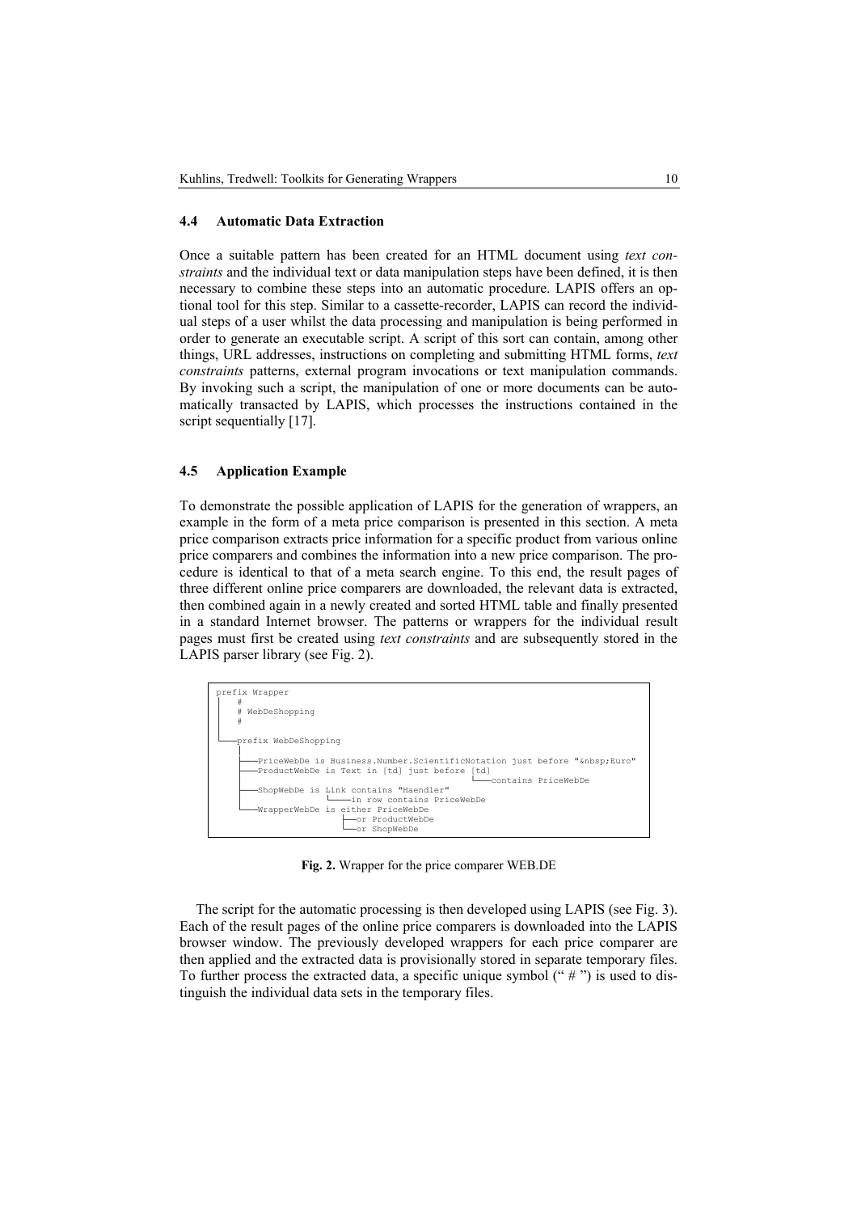### 4.4 Automatic Data Extraction

Once a suitable pattern has been created for an HTML document using *text constraints* and the individual text or data manipulation steps have been defined, it is then necessary to combine these steps into an automatic procedure. LAPIS offers an optional tool for this step. Similar to a cassette-recorder, LAPIS can record the individual steps of a user whilst the data processing and manipulation is being performed in order to generate an executable script. A script of this sort can contain, among other things, URL addresses, instructions on completing and submitting HTML forms, *text constraints* patterns, external program invocations or text manipulation commands. By invoking such a script, the manipulation of one or more documents can be automatically transacted by LAPIS, which processes the instructions contained in the script sequentially [17].

### 4.5 Application Example

To demonstrate the possible application of LAPIS for the generation of wrappers, an example in the form of a meta price comparison is presented in this section. A meta price comparison extracts price information for a specific product from various online price comparers and combines the information into a new price comparison. The procedure is identical to that of a meta search engine. To this end, the result pages of three different online price comparers are downloaded, the relevant data is extracted, then combined again in a newly created and sorted HTML table and finally presented in a standard Internet browser. The patterns or wrappers for the individual result pages must first be created using *text constraints* and are subsequently stored in the LAPIS parser library (see Fig. 2).

```
prefix Wrapper
│   #
│   # WebDeShopping
│   #
│
└───prefix WebDeShopping
    │
    ├───PriceWebDe is Business.Number.ScientificNotation just before "&nbsp;Euro"
    ├───ProductWebDe is Text in [td] just before [td]
    │                                            └───contains PriceWebDe
    ├───ShopWebDe is Link contains "Haendler"
    │                └───in row contains PriceWebDe
    └───WrapperWebDe is either PriceWebDe
                           ├───or ProductWebDe
                           └───or ShopWebDe
```

**Fig. 2.** Wrapper for the price comparer WEB.DE

The script for the automatic processing is then developed using LAPIS (see Fig. 3). Each of the result pages of the online price comparers is downloaded into the LAPIS browser window. The previously developed wrappers for each price comparer are then applied and the extracted data is provisionally stored in separate temporary files. To further process the extracted data, a specific unique symbol (" # ") is used to distinguish the individual data sets in the temporary files.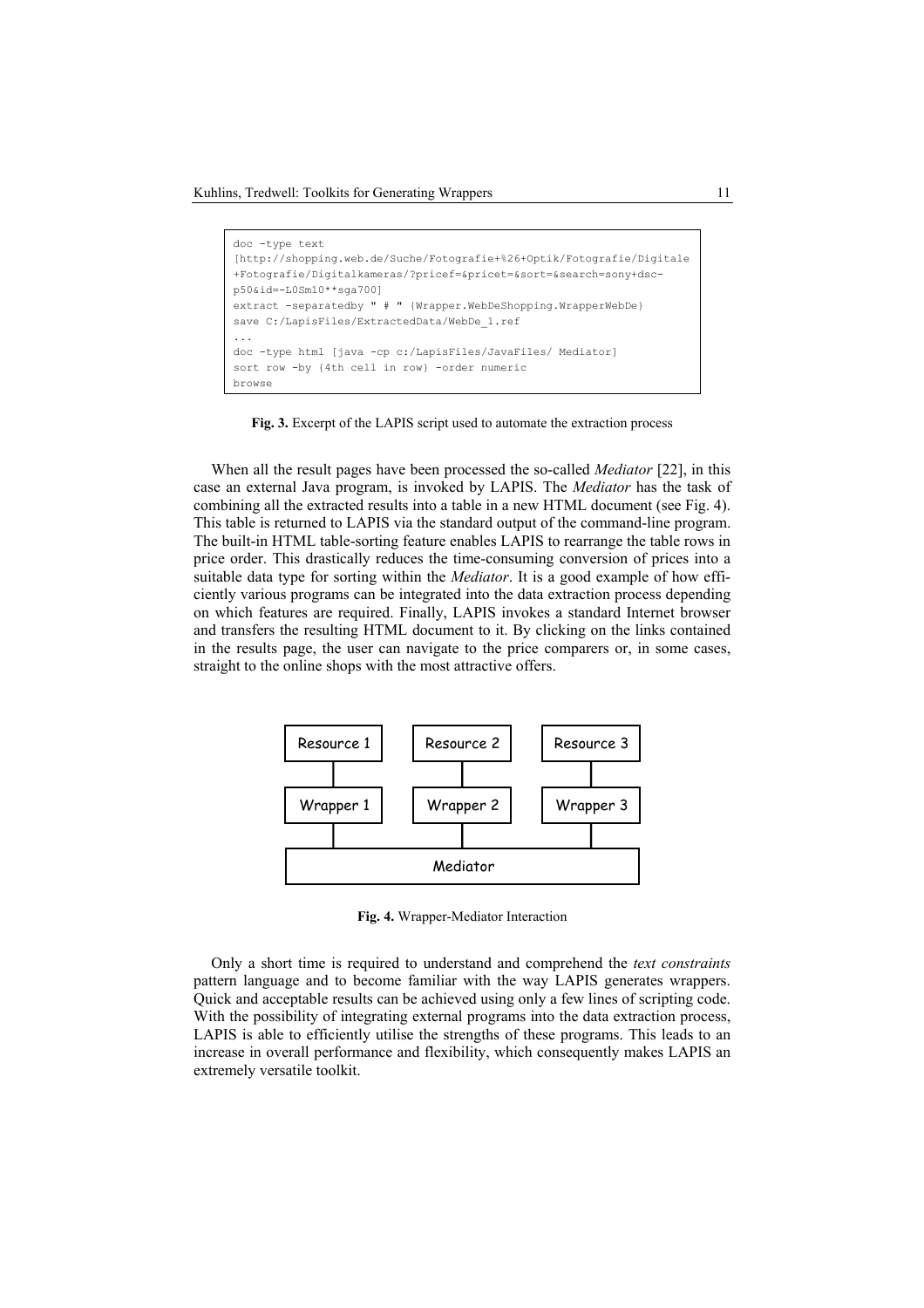```
doc -type text
[http://shopping.web.de/Suche/Fotografie+%26+Optik/Fotografie/Digitale
+Fotografie/Digitalkameras/?pricef=&pricet=&sort=&search=sony+dsc-
p50&id=-L0Sm10**sga700]
extract -separatedby " # " {Wrapper.WebDeShopping.WrapperWebDe}
save C:/LapisFiles/ExtractedData/WebDe_1.ref
...
doc -type html [java -cp c:/LapisFiles/JavaFiles/ Mediator]
sort row -by {4th cell in row} -order numeric
browse
```

**Fig. 3.** Excerpt of the LAPIS script used to automate the extraction process

When all the result pages have been processed the so-called *Mediator* [22], in this case an external Java program, is invoked by LAPIS. The *Mediator* has the task of combining all the extracted results into a table in a new HTML document (see Fig. 4). This table is returned to LAPIS via the standard output of the command-line program. The built-in HTML table-sorting feature enables LAPIS to rearrange the table rows in price order. This drastically reduces the time-consuming conversion of prices into a suitable data type for sorting within the *Mediator*. It is a good example of how efficiently various programs can be integrated into the data extraction process depending on which features are required. Finally, LAPIS invokes a standard Internet browser and transfers the resulting HTML document to it. By clicking on the links contained in the results page, the user can navigate to the price comparers or, in some cases, straight to the online shops with the most attractive offers.

```
Resource 1      Resource 2      Resource 3
    |               |               |
Wrapper 1       Wrapper 2       Wrapper 3
    |               |               |
              Mediator
```

**Fig. 4.** Wrapper-Mediator Interaction

Only a short time is required to understand and comprehend the *text constraints* pattern language and to become familiar with the way LAPIS generates wrappers. Quick and acceptable results can be achieved using only a few lines of scripting code. With the possibility of integrating external programs into the data extraction process, LAPIS is able to efficiently utilise the strengths of these programs. This leads to an increase in overall performance and flexibility, which consequently makes LAPIS an extremely versatile toolkit.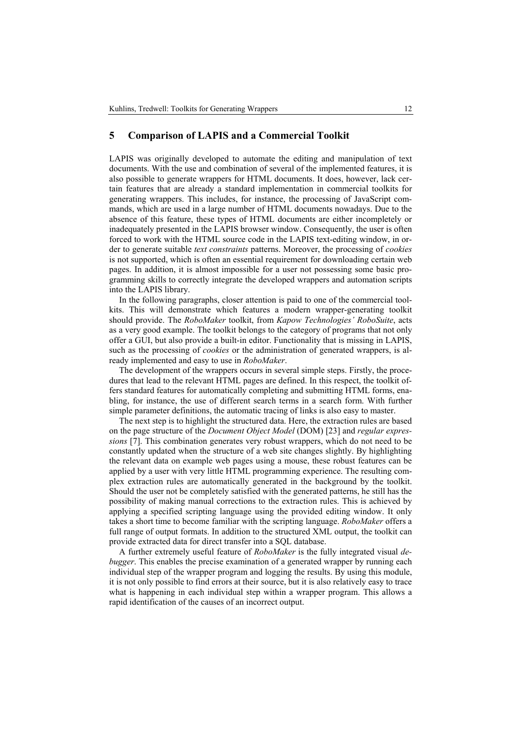## 5 Comparison of LAPIS and a Commercial Toolkit

LAPIS was originally developed to automate the editing and manipulation of text documents. With the use and combination of several of the implemented features, it is also possible to generate wrappers for HTML documents. It does, however, lack certain features that are already a standard implementation in commercial toolkits for generating wrappers. This includes, for instance, the processing of JavaScript commands, which are used in a large number of HTML documents nowadays. Due to the absence of this feature, these types of HTML documents are either incompletely or inadequately presented in the LAPIS browser window. Consequently, the user is often forced to work with the HTML source code in the LAPIS text-editing window, in order to generate suitable *text constraints* patterns. Moreover, the processing of *cookies* is not supported, which is often an essential requirement for downloading certain web pages. In addition, it is almost impossible for a user not possessing some basic programming skills to correctly integrate the developed wrappers and automation scripts into the LAPIS library.

In the following paragraphs, closer attention is paid to one of the commercial toolkits. This will demonstrate which features a modern wrapper-generating toolkit should provide. The *RoboMaker* toolkit, from *Kapow Technologies' RoboSuite*, acts as a very good example. The toolkit belongs to the category of programs that not only offer a GUI, but also provide a built-in editor. Functionality that is missing in LAPIS, such as the processing of *cookies* or the administration of generated wrappers, is already implemented and easy to use in *RoboMaker*.

The development of the wrappers occurs in several simple steps. Firstly, the procedures that lead to the relevant HTML pages are defined. In this respect, the toolkit offers standard features for automatically completing and submitting HTML forms, enabling, for instance, the use of different search terms in a search form. With further simple parameter definitions, the automatic tracing of links is also easy to master.

The next step is to highlight the structured data. Here, the extraction rules are based on the page structure of the *Document Object Model* (DOM) [23] and *regular expressions* [7]. This combination generates very robust wrappers, which do not need to be constantly updated when the structure of a web site changes slightly. By highlighting the relevant data on example web pages using a mouse, these robust features can be applied by a user with very little HTML programming experience. The resulting complex extraction rules are automatically generated in the background by the toolkit. Should the user not be completely satisfied with the generated patterns, he still has the possibility of making manual corrections to the extraction rules. This is achieved by applying a specified scripting language using the provided editing window. It only takes a short time to become familiar with the scripting language. *RoboMaker* offers a full range of output formats. In addition to the structured XML output, the toolkit can provide extracted data for direct transfer into a SQL database.

A further extremely useful feature of *RoboMaker* is the fully integrated visual *debugger*. This enables the precise examination of a generated wrapper by running each individual step of the wrapper program and logging the results. By using this module, it is not only possible to find errors at their source, but it is also relatively easy to trace what is happening in each individual step within a wrapper program. This allows a rapid identification of the causes of an incorrect output.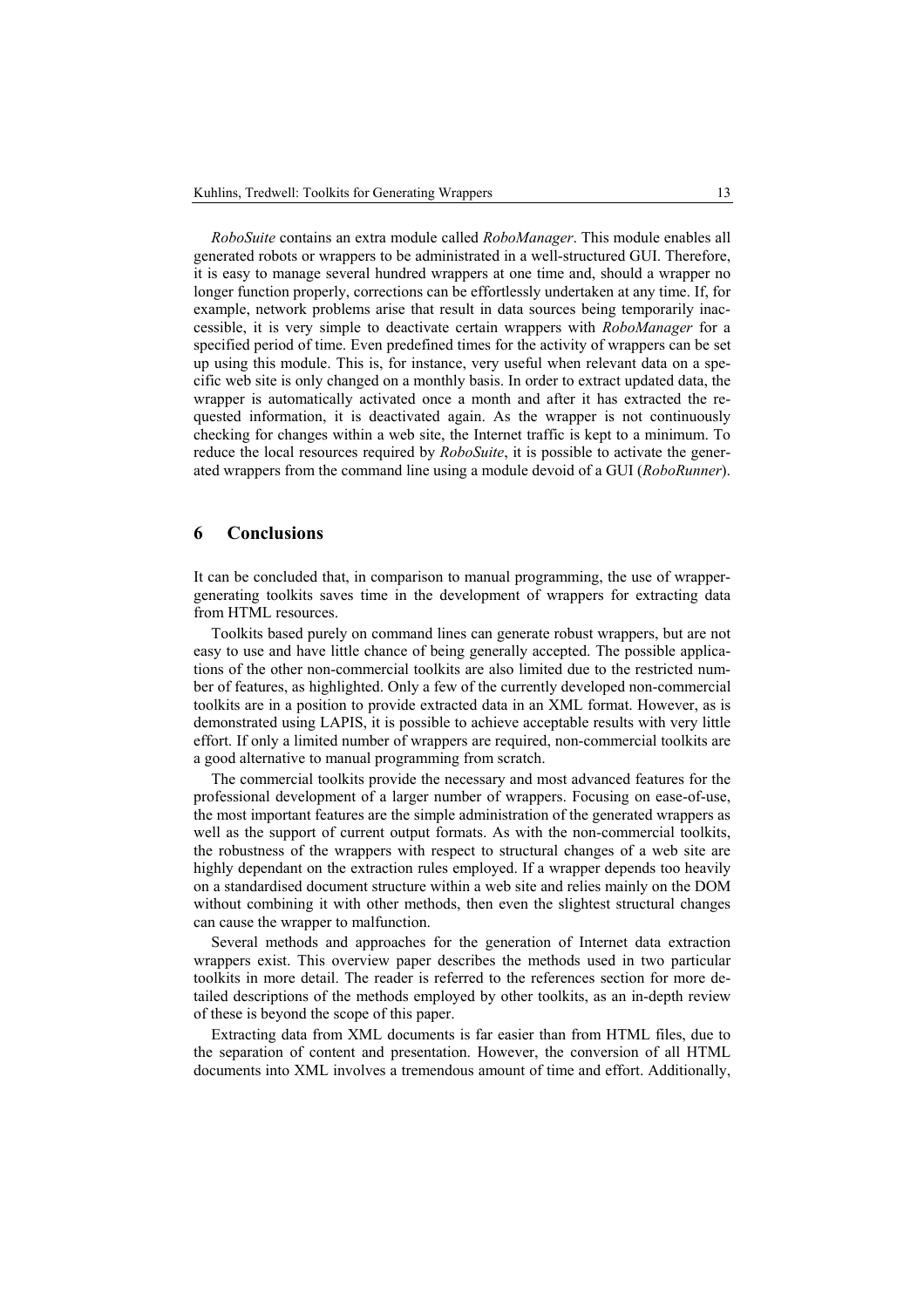*RoboSuite* contains an extra module called *RoboManager*. This module enables all generated robots or wrappers to be administrated in a well-structured GUI. Therefore, it is easy to manage several hundred wrappers at one time and, should a wrapper no longer function properly, corrections can be effortlessly undertaken at any time. If, for example, network problems arise that result in data sources being temporarily inaccessible, it is very simple to deactivate certain wrappers with *RoboManager* for a specified period of time. Even predefined times for the activity of wrappers can be set up using this module. This is, for instance, very useful when relevant data on a specific web site is only changed on a monthly basis. In order to extract updated data, the wrapper is automatically activated once a month and after it has extracted the requested information, it is deactivated again. As the wrapper is not continuously checking for changes within a web site, the Internet traffic is kept to a minimum. To reduce the local resources required by *RoboSuite*, it is possible to activate the generated wrappers from the command line using a module devoid of a GUI (*RoboRunner*).

## 6 Conclusions

It can be concluded that, in comparison to manual programming, the use of wrapper-generating toolkits saves time in the development of wrappers for extracting data from HTML resources.

Toolkits based purely on command lines can generate robust wrappers, but are not easy to use and have little chance of being generally accepted. The possible applications of the other non-commercial toolkits are also limited due to the restricted number of features, as highlighted. Only a few of the currently developed non-commercial toolkits are in a position to provide extracted data in an XML format. However, as is demonstrated using LAPIS, it is possible to achieve acceptable results with very little effort. If only a limited number of wrappers are required, non-commercial toolkits are a good alternative to manual programming from scratch.

The commercial toolkits provide the necessary and most advanced features for the professional development of a larger number of wrappers. Focusing on ease-of-use, the most important features are the simple administration of the generated wrappers as well as the support of current output formats. As with the non-commercial toolkits, the robustness of the wrappers with respect to structural changes of a web site are highly dependant on the extraction rules employed. If a wrapper depends too heavily on a standardised document structure within a web site and relies mainly on the DOM without combining it with other methods, then even the slightest structural changes can cause the wrapper to malfunction.

Several methods and approaches for the generation of Internet data extraction wrappers exist. This overview paper describes the methods used in two particular toolkits in more detail. The reader is referred to the references section for more detailed descriptions of the methods employed by other toolkits, as an in-depth review of these is beyond the scope of this paper.

Extracting data from XML documents is far easier than from HTML files, due to the separation of content and presentation. However, the conversion of all HTML documents into XML involves a tremendous amount of time and effort. Additionally,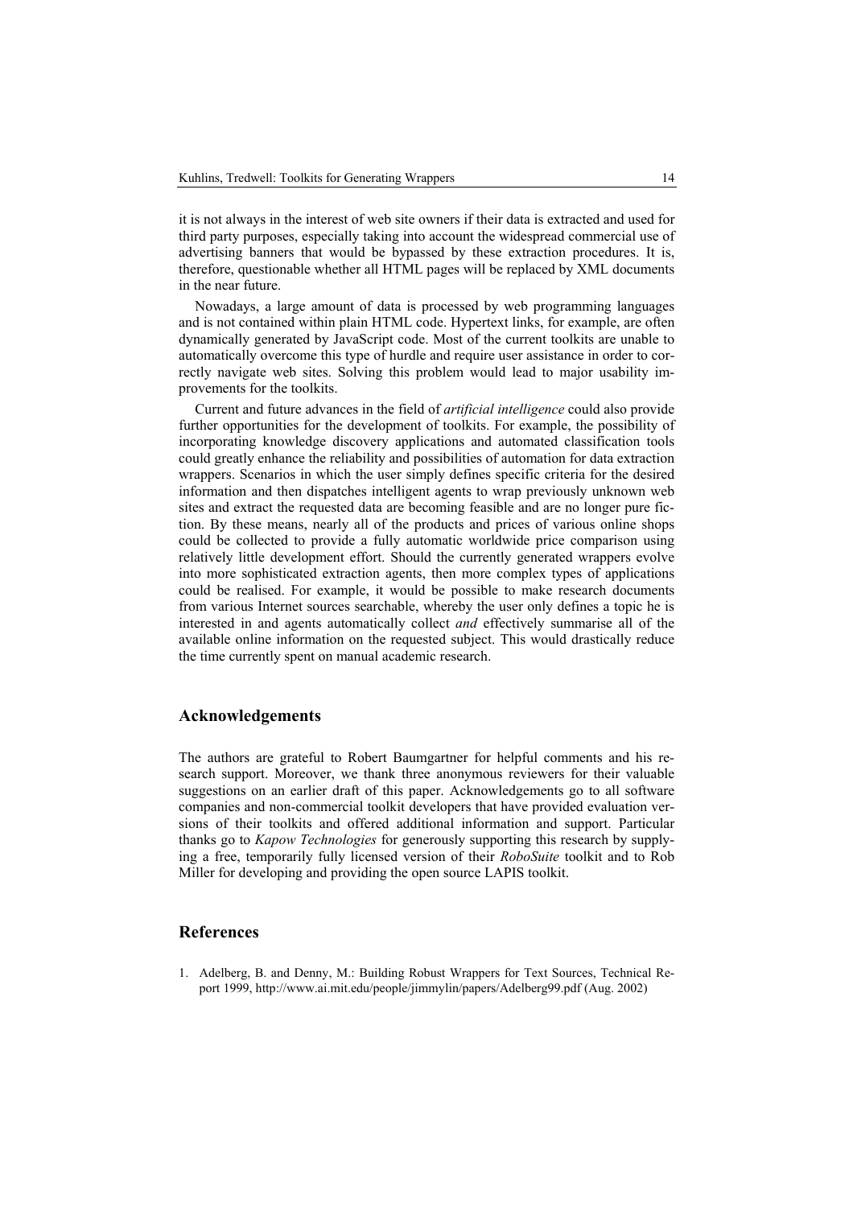it is not always in the interest of web site owners if their data is extracted and used for third party purposes, especially taking into account the widespread commercial use of advertising banners that would be bypassed by these extraction procedures. It is, therefore, questionable whether all HTML pages will be replaced by XML documents in the near future.

Nowadays, a large amount of data is processed by web programming languages and is not contained within plain HTML code. Hypertext links, for example, are often dynamically generated by JavaScript code. Most of the current toolkits are unable to automatically overcome this type of hurdle and require user assistance in order to correctly navigate web sites. Solving this problem would lead to major usability improvements for the toolkits.

Current and future advances in the field of *artificial intelligence* could also provide further opportunities for the development of toolkits. For example, the possibility of incorporating knowledge discovery applications and automated classification tools could greatly enhance the reliability and possibilities of automation for data extraction wrappers. Scenarios in which the user simply defines specific criteria for the desired information and then dispatches intelligent agents to wrap previously unknown web sites and extract the requested data are becoming feasible and are no longer pure fiction. By these means, nearly all of the products and prices of various online shops could be collected to provide a fully automatic worldwide price comparison using relatively little development effort. Should the currently generated wrappers evolve into more sophisticated extraction agents, then more complex types of applications could be realised. For example, it would be possible to make research documents from various Internet sources searchable, whereby the user only defines a topic he is interested in and agents automatically collect *and* effectively summarise all of the available online information on the requested subject. This would drastically reduce the time currently spent on manual academic research.

## Acknowledgements

The authors are grateful to Robert Baumgartner for helpful comments and his research support. Moreover, we thank three anonymous reviewers for their valuable suggestions on an earlier draft of this paper. Acknowledgements go to all software companies and non-commercial toolkit developers that have provided evaluation versions of their toolkits and offered additional information and support. Particular thanks go to *Kapow Technologies* for generously supporting this research by supplying a free, temporarily fully licensed version of their *RoboSuite* toolkit and to Rob Miller for developing and providing the open source LAPIS toolkit.

## References

1. Adelberg, B. and Denny, M.: Building Robust Wrappers for Text Sources, Technical Report 1999, http://www.ai.mit.edu/people/jimmylin/papers/Adelberg99.pdf (Aug. 2002)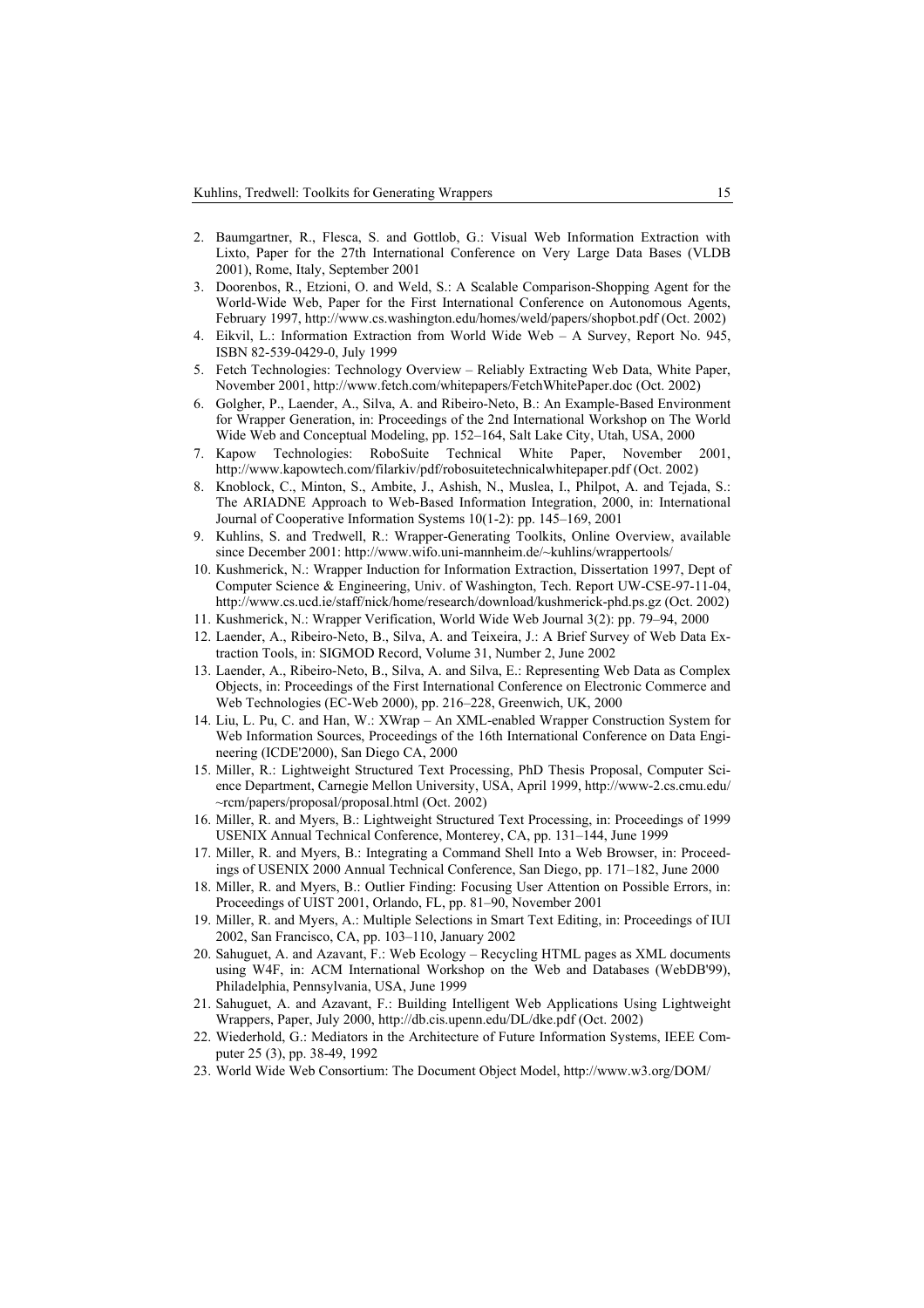2. Baumgartner, R., Flesca, S. and Gottlob, G.: Visual Web Information Extraction with Lixto, Paper for the 27th International Conference on Very Large Data Bases (VLDB 2001), Rome, Italy, September 2001
3. Doorenbos, R., Etzioni, O. and Weld, S.: A Scalable Comparison-Shopping Agent for the World-Wide Web, Paper for the First International Conference on Autonomous Agents, February 1997, http://www.cs.washington.edu/homes/weld/papers/shopbot.pdf (Oct. 2002)
4. Eikvil, L.: Information Extraction from World Wide Web – A Survey, Report No. 945, ISBN 82-539-0429-0, July 1999
5. Fetch Technologies: Technology Overview – Reliably Extracting Web Data, White Paper, November 2001, http://www.fetch.com/whitepapers/FetchWhitePaper.doc (Oct. 2002)
6. Golgher, P., Laender, A., Silva, A. and Ribeiro-Neto, B.: An Example-Based Environment for Wrapper Generation, in: Proceedings of the 2nd International Workshop on The World Wide Web and Conceptual Modeling, pp. 152–164, Salt Lake City, Utah, USA, 2000
7. Kapow Technologies: RoboSuite Technical White Paper, November 2001, http://www.kapowtech.com/filarkiv/pdf/robosuitetechnicalwhitepaper.pdf (Oct. 2002)
8. Knoblock, C., Minton, S., Ambite, J., Ashish, N., Muslea, I., Philpot, A. and Tejada, S.: The ARIADNE Approach to Web-Based Information Integration, 2000, in: International Journal of Cooperative Information Systems 10(1-2): pp. 145–169, 2001
9. Kuhlins, S. and Tredwell, R.: Wrapper-Generating Toolkits, Online Overview, available since December 2001: http://www.wifo.uni-mannheim.de/~kuhlins/wrappertools/
10. Kushmerick, N.: Wrapper Induction for Information Extraction, Dissertation 1997, Dept of Computer Science & Engineering, Univ. of Washington, Tech. Report UW-CSE-97-11-04, http://www.cs.ucd.ie/staff/nick/home/research/download/kushmerick-phd.ps.gz (Oct. 2002)
11. Kushmerick, N.: Wrapper Verification, World Wide Web Journal 3(2): pp. 79–94, 2000
12. Laender, A., Ribeiro-Neto, B., Silva, A. and Teixeira, J.: A Brief Survey of Web Data Extraction Tools, in: SIGMOD Record, Volume 31, Number 2, June 2002
13. Laender, A., Ribeiro-Neto, B., Silva, A. and Silva, E.: Representing Web Data as Complex Objects, in: Proceedings of the First International Conference on Electronic Commerce and Web Technologies (EC-Web 2000), pp. 216–228, Greenwich, UK, 2000
14. Liu, L. Pu, C. and Han, W.: XWrap – An XML-enabled Wrapper Construction System for Web Information Sources, Proceedings of the 16th International Conference on Data Engineering (ICDE'2000), San Diego CA, 2000
15. Miller, R.: Lightweight Structured Text Processing, PhD Thesis Proposal, Computer Science Department, Carnegie Mellon University, USA, April 1999, http://www-2.cs.cmu.edu/~rcm/papers/proposal/proposal.html (Oct. 2002)
16. Miller, R. and Myers, B.: Lightweight Structured Text Processing, in: Proceedings of 1999 USENIX Annual Technical Conference, Monterey, CA, pp. 131–144, June 1999
17. Miller, R. and Myers, B.: Integrating a Command Shell Into a Web Browser, in: Proceedings of USENIX 2000 Annual Technical Conference, San Diego, pp. 171–182, June 2000
18. Miller, R. and Myers, B.: Outlier Finding: Focusing User Attention on Possible Errors, in: Proceedings of UIST 2001, Orlando, FL, pp. 81–90, November 2001
19. Miller, R. and Myers, A.: Multiple Selections in Smart Text Editing, in: Proceedings of IUI 2002, San Francisco, CA, pp. 103–110, January 2002
20. Sahuguet, A. and Azavant, F.: Web Ecology – Recycling HTML pages as XML documents using W4F, in: ACM International Workshop on the Web and Databases (WebDB'99), Philadelphia, Pennsylvania, USA, June 1999
21. Sahuguet, A. and Azavant, F.: Building Intelligent Web Applications Using Lightweight Wrappers, Paper, July 2000, http://db.cis.upenn.edu/DL/dke.pdf (Oct. 2002)
22. Wiederhold, G.: Mediators in the Architecture of Future Information Systems, IEEE Computer 25 (3), pp. 38-49, 1992
23. World Wide Web Consortium: The Document Object Model, http://www.w3.org/DOM/